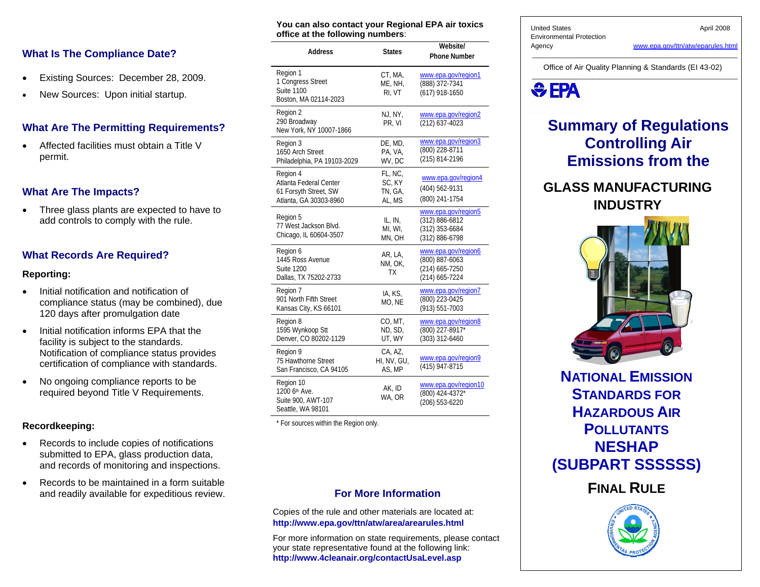## What Is The Compliance Date?

- Existing Sources: December 28, 2009.
- New Sources: Upon initial startup.

## What Are The Permitting Requirements?

- Affected facilities must obtain a Title V permit.

## What Are The Impacts?

- Three glass plants are expected to have to add controls to comply with the rule.

## What Records Are Required?

**Reporting:**

- Initial notification and notification of compliance status (may be combined), due 120 days after promulgation date
- Initial notification informs EPA that the facility is subject to the standards. Notification of compliance status provides certification of compliance with standards.
- No ongoing compliance reports to be required beyond Title V Requirements.

**Recordkeeping:**

- Records to include copies of notifications submitted to EPA, glass production data, and records of monitoring and inspections.
- Records to be maintained in a form suitable and readily available for expeditious review.

**You can also contact your Regional EPA air toxics office at the following numbers**:

| Address | States | Website/ Phone Number |
|---|---|---|
| Region 1<br>1 Congress Street<br>Suite 1100<br>Boston, MA 02114-2023 | CT, MA, ME, NH, RI, VT | www.epa.gov/region1<br>(888) 372-7341<br>(617) 918-1650 |
| Region 2<br>290 Broadway<br>New York, NY 10007-1866 | NJ, NY, PR, VI | www.epa.gov/region2<br>(212) 637-4023 |
| Region 3<br>1650 Arch Street<br>Philadelphia, PA 19103-2029 | DE, MD, PA, VA, WV, DC | www.epa.gov/region3<br>(800) 228-8711<br>(215) 814-2196 |
| Region 4<br>Atlanta Federal Center<br>61 Forsyth Street, SW<br>Atlanta, GA 30303-8960 | FL, NC, SC, KY TN, GA, AL, MS | www.epa.gov/region4<br>(404) 562-9131<br>(800) 241-1754 |
| Region 5<br>77 West Jackson Blvd.<br>Chicago, IL 60604-3507 | IL, IN, MI, WI, MN, OH | www.epa.gov/region5<br>(312) 886-6812<br>(312) 353-6684<br>(312) 886-6798 |
| Region 6<br>1445 Ross Avenue<br>Suite 1200<br>Dallas, TX 75202-2733 | AR, LA, NM, OK, TX | www.epa.gov/region6<br>(800) 887-6063<br>(214) 665-7250<br>(214) 665-7224 |
| Region 7<br>901 North Fifth Street<br>Kansas City, KS 66101 | IA, KS, MO, NE | www.epa.gov/region7<br>(800) 223-0425<br>(913) 551-7003 |
| Region 8<br>1595 Wynkoop Stt<br>Denver, CO 80202-1129 | CO, MT, ND, SD, UT, WY | www.epa.gov/region8<br>(800) 227-8917*<br>(303) 312-6460 |
| Region 9<br>75 Hawthorne Street<br>San Francisco, CA 94105 | CA, AZ, HI, NV, GU, AS, MP | www.epa.gov/region9<br>(415) 947-8715 |
| Region 10<br>1200 6th Ave.<br>Suite 900, AWT-107<br>Seattle, WA 98101 | AK, ID WA, OR | www.epa.gov/region10<br>(800) 424-4372*<br>(206) 553-6220 |

* For sources within the Region only.

## For More Information

Copies of the rule and other materials are located at:
**http://www.epa.gov/ttn/atw/area/arearules.html**

For more information on state requirements, please contact your state representative found at the following link:
**http://www.4cleanair.org/contactUsaLevel.asp**

United States Environmental Protection Agency

April 2008

www.epa.gov/ttn/atw/eparules.html

Office of Air Quality Planning & Standards (EI 43-02)

EPA

# Summary of Regulations Controlling Air Emissions from the

## GLASS MANUFACTURING INDUSTRY

## NATIONAL EMISSION STANDARDS FOR HAZARDOUS AIR POLLUTANTS NESHAP (SUBPART SSSSSS)

## FINAL RULE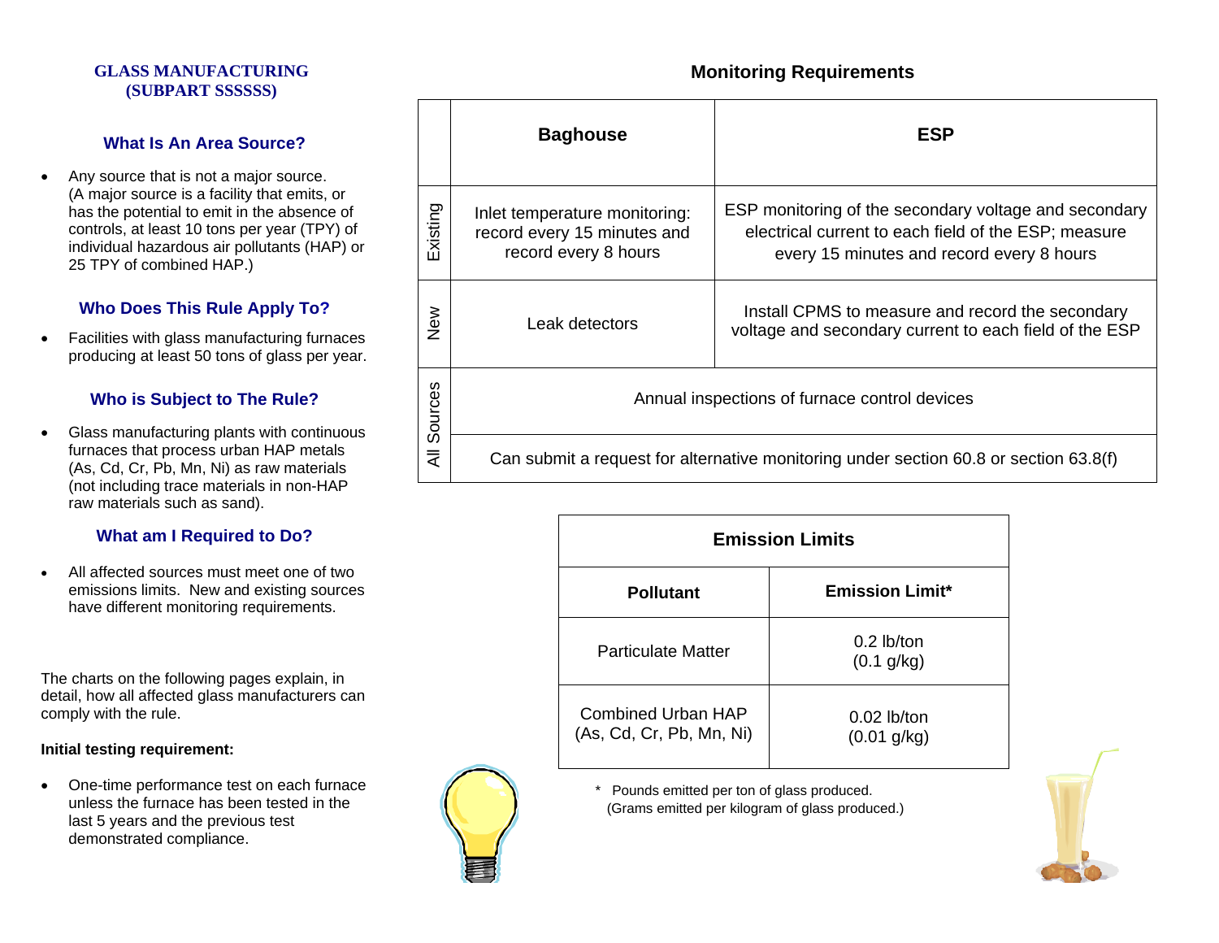# GLASS MANUFACTURING (SUBPART SSSSSS)

## What Is An Area Source?

- Any source that is not a major source. (A major source is a facility that emits, or has the potential to emit in the absence of controls, at least 10 tons per year (TPY) of individual hazardous air pollutants (HAP) or 25 TPY of combined HAP.)

## Who Does This Rule Apply To?

- Facilities with glass manufacturing furnaces producing at least 50 tons of glass per year.

## Who is Subject to The Rule?

- Glass manufacturing plants with continuous furnaces that process urban HAP metals (As, Cd, Cr, Pb, Mn, Ni) as raw materials (not including trace materials in non-HAP raw materials such as sand).

## What am I Required to Do?

- All affected sources must meet one of two emissions limits. New and existing sources have different monitoring requirements.

The charts on the following pages explain, in detail, how all affected glass manufacturers can comply with the rule.

**Initial testing requirement:**

- One-time performance test on each furnace unless the furnace has been tested in the last 5 years and the previous test demonstrated compliance.

## Monitoring Requirements

| | Baghouse | ESP |
|---|---|---|
| Existing | Inlet temperature monitoring: record every 15 minutes and record every 8 hours | ESP monitoring of the secondary voltage and secondary electrical current to each field of the ESP; measure every 15 minutes and record every 8 hours |
| New | Leak detectors | Install CPMS to measure and record the secondary voltage and secondary current to each field of the ESP |
| All Sources | Annual inspections of furnace control devices | |
| All Sources | Can submit a request for alternative monitoring under section 60.8 or section 63.8(f) | |

## Emission Limits

| Pollutant | Emission Limit* |
|---|---|
| Particulate Matter | 0.2 lb/ton (0.1 g/kg) |
| Combined Urban HAP (As, Cd, Cr, Pb, Mn, Ni) | 0.02 lb/ton (0.01 g/kg) |

\* Pounds emitted per ton of glass produced. (Grams emitted per kilogram of glass produced.)